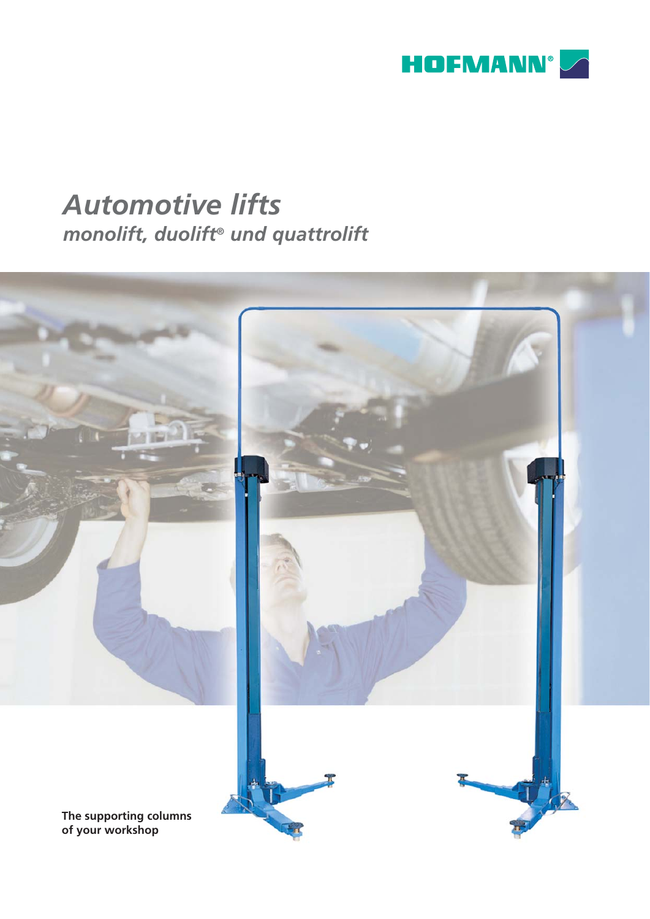HOFMANN®

# *Automotive lifts*

## *monolift, duolift® und quattrolift*

**The supporting columns of your workshop**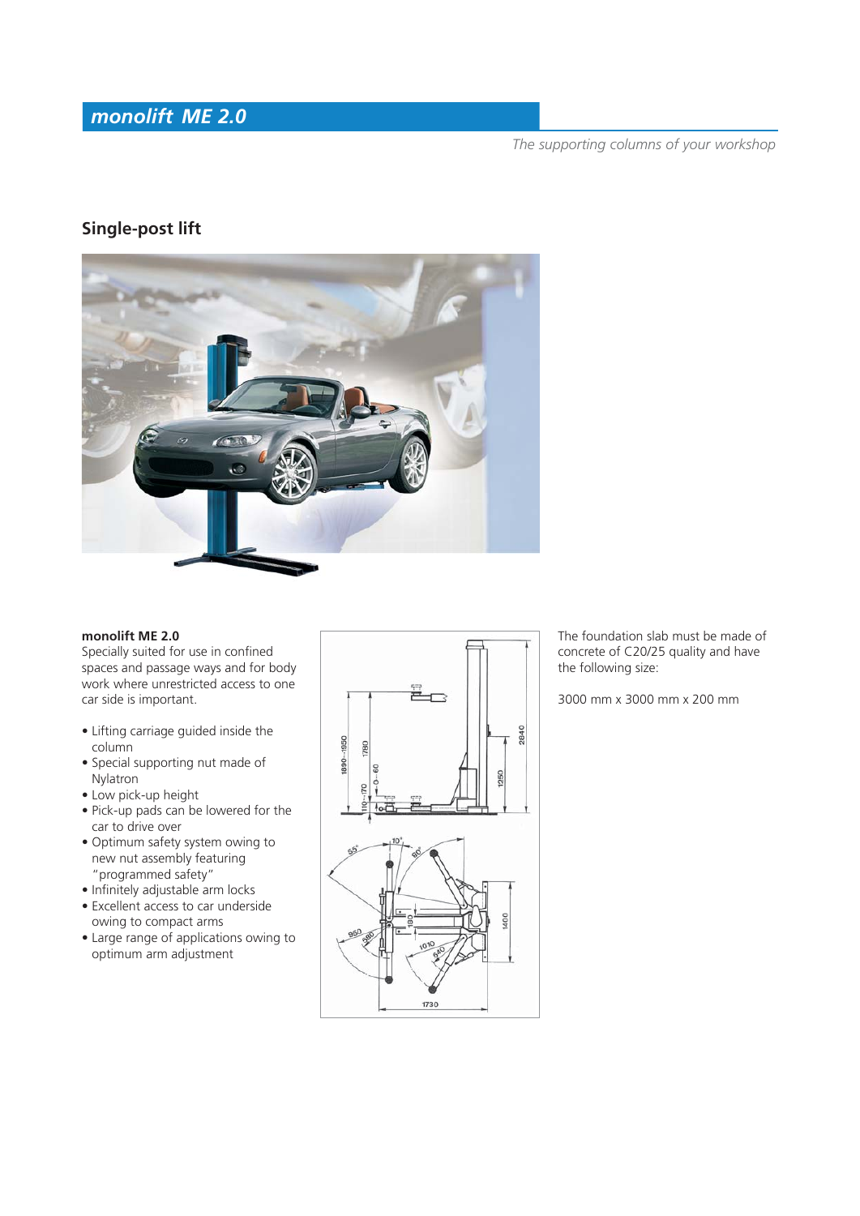# monolift ME 2.0

*The supporting columns of your workshop*

## Single-post lift

**monolift ME 2.0**
Specially suited for use in confined spaces and passage ways and for body work where unrestricted access to one car side is important.

- Lifting carriage guided inside the column
- Special supporting nut made of Nylatron
- Low pick-up height
- Pick-up pads can be lowered for the car to drive over
- Optimum safety system owing to new nut assembly featuring "programmed safety"
- Infinitely adjustable arm locks
- Excellent access to car underside owing to compact arms
- Large range of applications owing to optimum arm adjustment

The foundation slab must be made of concrete of C20/25 quality and have the following size:

3000 mm x 3000 mm x 200 mm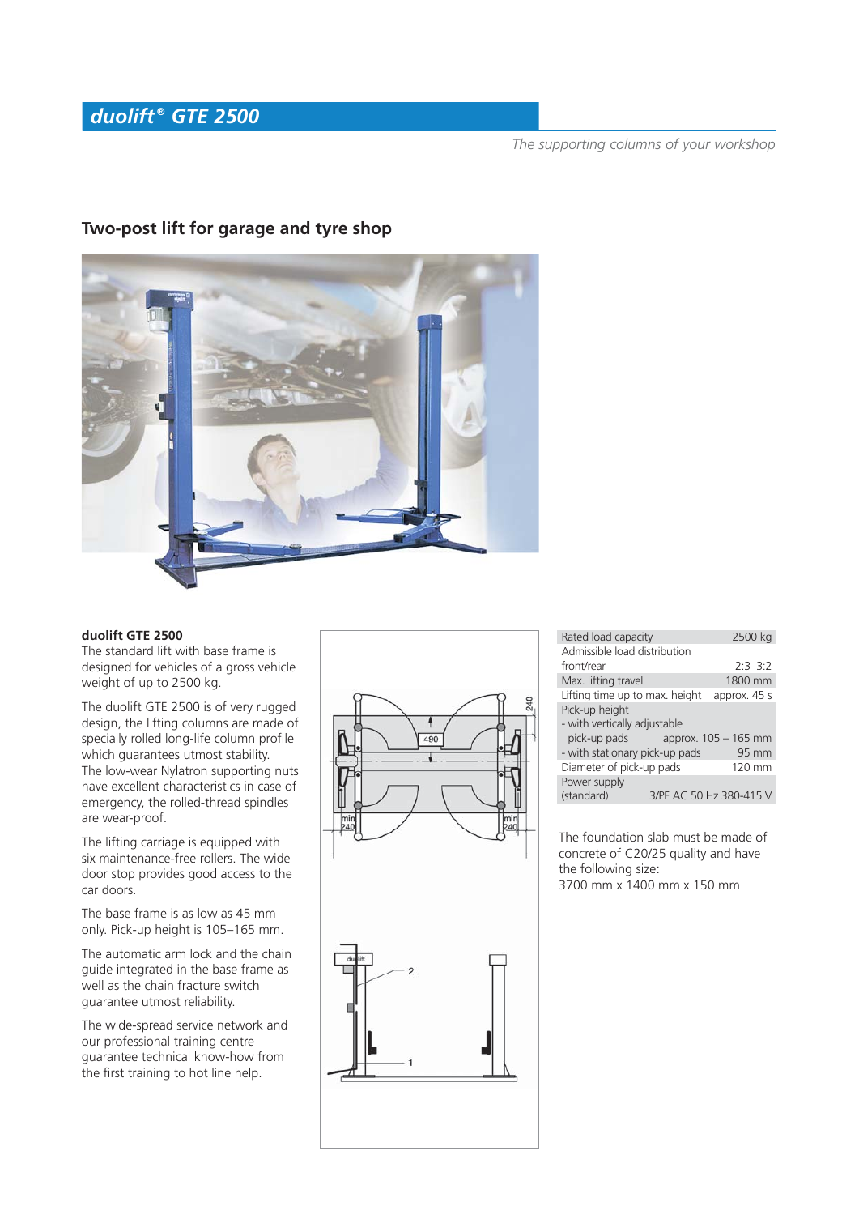# *duolift® GTE 2500*

*The supporting columns of your workshop*

## Two-post lift for garage and tyre shop

**duolift GTE 2500**

The standard lift with base frame is designed for vehicles of a gross vehicle weight of up to 2500 kg.

The duolift GTE 2500 is of very rugged design, the lifting columns are made of specially rolled long-life column profile which guarantees utmost stability.
The low-wear Nylatron supporting nuts have excellent characteristics in case of emergency, the rolled-thread spindles are wear-proof.

The lifting carriage is equipped with six maintenance-free rollers. The wide door stop provides good access to the car doors.

The base frame is as low as 45 mm only. Pick-up height is 105–165 mm.

The automatic arm lock and the chain guide integrated in the base frame as well as the chain fracture switch guarantee utmost reliability.

The wide-spread service network and our professional training centre guarantee technical know-how from the first training to hot line help.

| | |
|---|---|
| Rated load capacity | 2500 kg |
| Admissible load distribution front/rear | 2:3 3:2 |
| Max. lifting travel | 1800 mm |
| Lifting time up to max. height | approx. 45 s |
| Pick-up height | |
| - with vertically adjustable pick-up pads | approx. 105 – 165 mm |
| - with stationary pick-up pads | 95 mm |
| Diameter of pick-up pads | 120 mm |
| Power supply (standard) | 3/PE AC 50 Hz 380-415 V |

The foundation slab must be made of concrete of C20/25 quality and have the following size:
3700 mm x 1400 mm x 150 mm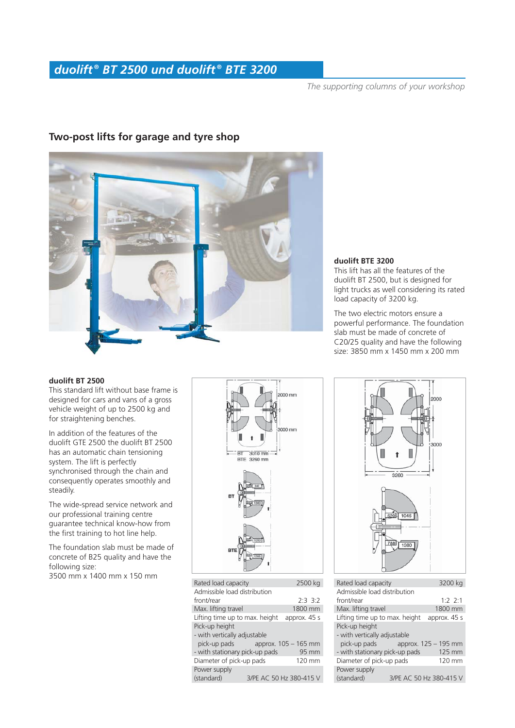## duolift® BT 2500 und duolift® BTE 3200

*The supporting columns of your workshop*

### Two-post lifts for garage and tyre shop

**duolift BTE 3200**

This lift has all the features of the duolift BT 2500, but is designed for light trucks as well considering its rated load capacity of 3200 kg.

The two electric motors ensure a powerful performance. The foundation slab must be made of concrete of C20/25 quality and have the following size: 3850 mm x 1450 mm x 200 mm

**duolift BT 2500**

This standard lift without base frame is designed for cars and vans of a gross vehicle weight of up to 2500 kg and for straightening benches.

In addition to the features of the duolift GTE 2500 the duolift BT 2500 has an automatic chain tensioning system. The lift is perfectly synchronised through the chain and consequently operates smoothly and steadily.

The wide-spread service network and our professional training centre guarantee technical know-how from the first training to hot line help.

The foundation slab must be made of concrete of B25 quality and have the following size:
3500 mm x 1400 mm x 150 mm

| Rated load capacity | 2500 kg |
|---|---|
| Admissible load distribution front/rear | 2:3 3:2 |
| Max. lifting travel | 1800 mm |
| Lifting time up to max. height | approx. 45 s |
| Pick-up height | |
| - with vertically adjustable pick-up pads | approx. 105 – 165 mm |
| - with stationary pick-up pads | 95 mm |
| Diameter of pick-up pads | 120 mm |
| Power supply (standard) | 3/PE AC 50 Hz 380-415 V |

| Rated load capacity | 3200 kg |
|---|---|
| Admissible load distribution front/rear | 1:2 2:1 |
| Max. lifting travel | 1800 mm |
| Lifting time up to max. height | approx. 45 s |
| Pick-up height | |
| - with vertically adjustable pick-up pads | approx. 125 – 195 mm |
| - with stationary pick-up pads | 125 mm |
| Diameter of pick-up pads | 120 mm |
| Power supply (standard) | 3/PE AC 50 Hz 380-415 V |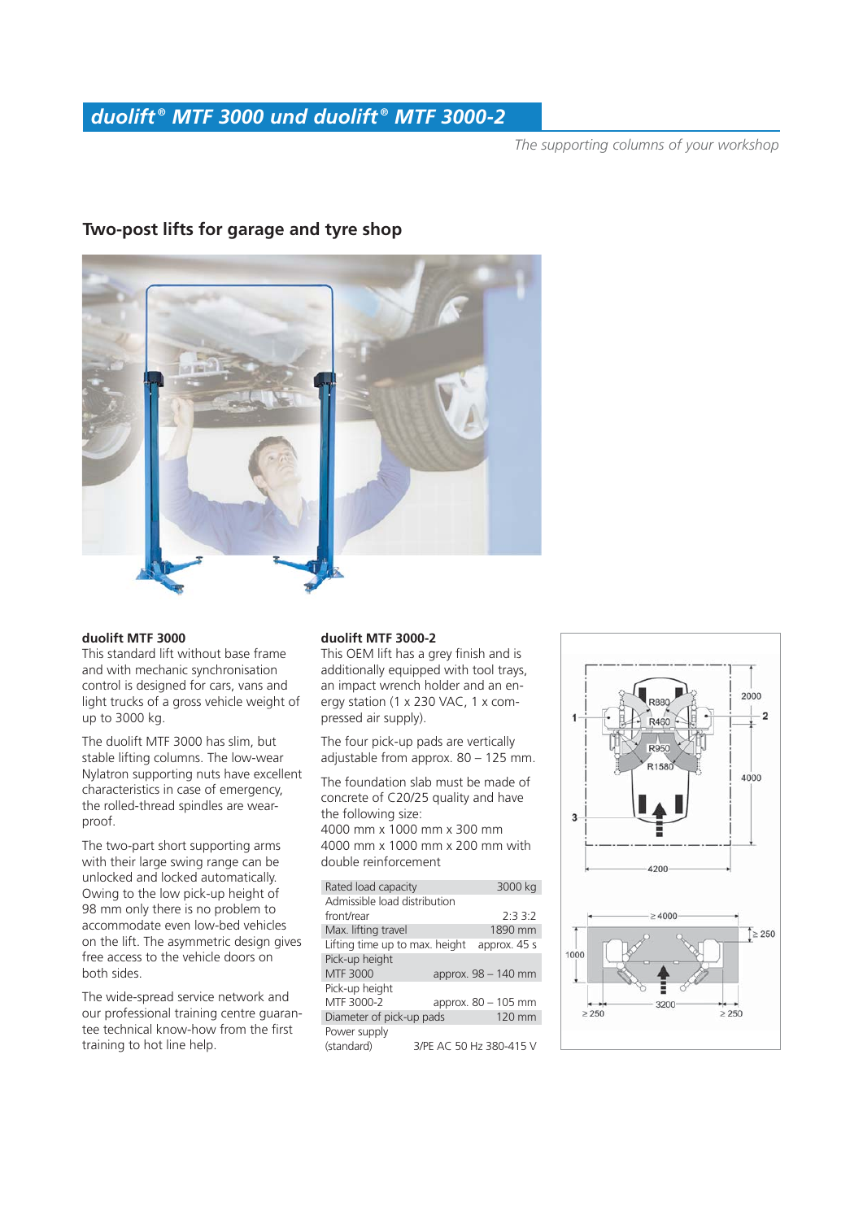# duolift® MTF 3000 und duolift® MTF 3000-2

*The supporting columns of your workshop*

## Two-post lifts for garage and tyre shop

**duolift MTF 3000**

This standard lift without base frame and with mechanic synchronisation control is designed for cars, vans and light trucks of a gross vehicle weight of up to 3000 kg.

The duolift MTF 3000 has slim, but stable lifting columns. The low-wear Nylatron supporting nuts have excellent characteristics in case of emergency, the rolled-thread spindles are wear-proof.

The two-part short supporting arms with their large swing range can be unlocked and locked automatically. Owing to the low pick-up height of 98 mm only there is no problem to accommodate even low-bed vehicles on the lift. The asymmetric design gives free access to the vehicle doors on both sides.

The wide-spread service network and our professional training centre guarantee technical know-how from the first training to hot line help.

**duolift MTF 3000-2**

This OEM lift has a grey finish and is additionally equipped with tool trays, an impact wrench holder and an energy station (1 x 230 VAC, 1 x compressed air supply).

The four pick-up pads are vertically adjustable from approx. 80 – 125 mm.

The foundation slab must be made of concrete of C20/25 quality and have the following size:
4000 mm x 1000 mm x 300 mm
4000 mm x 1000 mm x 200 mm with double reinforcement

| | |
|---|---|
| Rated load capacity | 3000 kg |
| Admissible load distribution front/rear | 2:3 3:2 |
| Max. lifting travel | 1890 mm |
| Lifting time up to max. height | approx. 45 s |
| Pick-up height MTF 3000 | approx. 98 – 140 mm |
| Pick-up height MTF 3000-2 | approx. 80 – 105 mm |
| Diameter of pick-up pads | 120 mm |
| Power supply (standard) | 3/PE AC 50 Hz 380-415 V |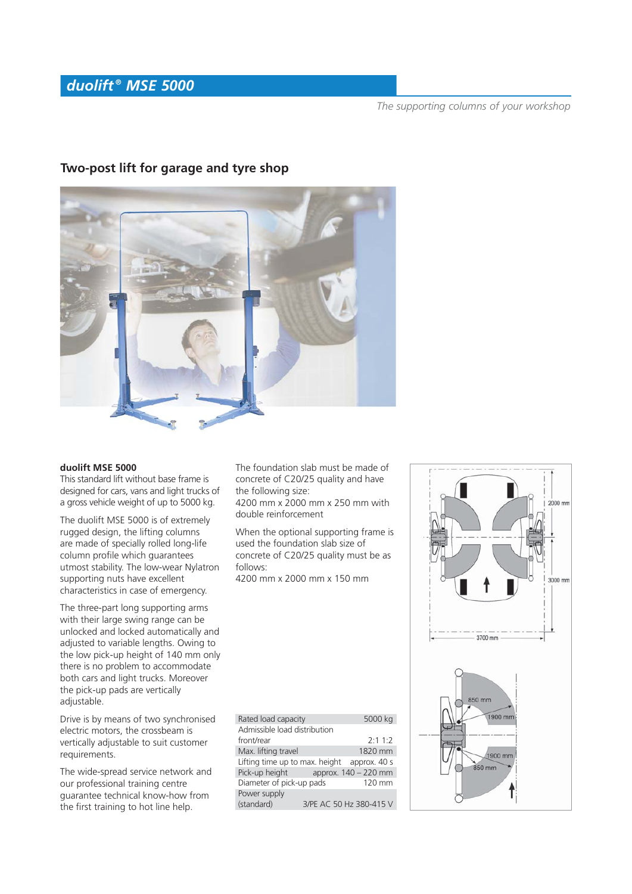## duolift® MSE 5000

*The supporting columns of your workshop*

### Two-post lift for garage and tyre shop

**duolift MSE 5000**
This standard lift without base frame is designed for cars, vans and light trucks of a gross vehicle weight of up to 5000 kg.

The duolift MSE 5000 is of extremely rugged design, the lifting columns are made of specially rolled long-life column profile which guarantees utmost stability. The low-wear Nylatron supporting nuts have excellent characteristics in case of emergency.

The three-part long supporting arms with their large swing range can be unlocked and locked automatically and adjusted to variable lengths. Owing to the low pick-up height of 140 mm only there is no problem to accommodate both cars and light trucks. Moreover the pick-up pads are vertically adjustable.

Drive is by means of two synchronised electric motors, the crossbeam is vertically adjustable to suit customer requirements.

The wide-spread service network and our professional training centre guarantee technical know-how from the first training to hot line help.

The foundation slab must be made of concrete of C20/25 quality and have the following size:
4200 mm x 2000 mm x 250 mm with double reinforcement

When the optional supporting frame is used the foundation slab size of concrete of C20/25 quality must be as follows:
4200 mm x 2000 mm x 150 mm

| | |
|---|---|
| Rated load capacity | 5000 kg |
| Admissible load distribution front/rear | 2:1 1:2 |
| Max. lifting travel | 1820 mm |
| Lifting time up to max. height | approx. 40 s |
| Pick-up height | approx. 140 – 220 mm |
| Diameter of pick-up pads | 120 mm |
| Power supply (standard) | 3/PE AC 50 Hz 380-415 V |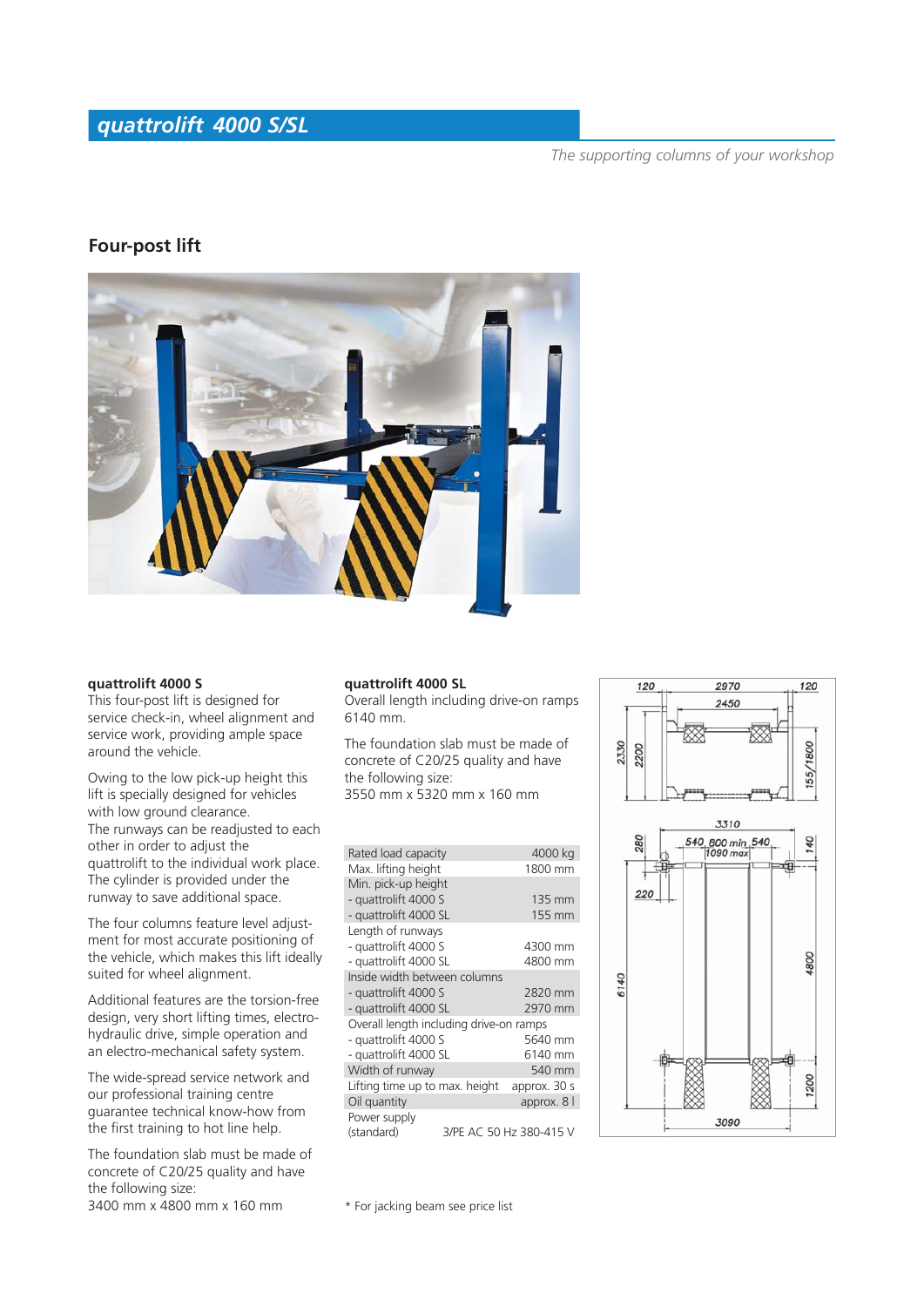# quattrolift 4000 S/SL

*The supporting columns of your workshop*

## Four-post lift

**quattrolift 4000 S**

This four-post lift is designed for service check-in, wheel alignment and service work, providing ample space around the vehicle.

Owing to the low pick-up height this lift is specially designed for vehicles with low ground clearance.
The runways can be readjusted to each other in order to adjust the quattrolift to the individual work place. The cylinder is provided under the runway to save additional space.

The four columns feature level adjustment for most accurate positioning of the vehicle, which makes this lift ideally suited for wheel alignment.

Additional features are the torsion-free design, very short lifting times, electro-hydraulic drive, simple operation and an electro-mechanical safety system.

The wide-spread service network and our professional training centre guarantee technical know-how from the first training to hot line help.

The foundation slab must be made of concrete of C20/25 quality and have the following size:
3400 mm x 4800 mm x 160 mm

**quattrolift 4000 SL**

Overall length including drive-on ramps 6140 mm.

The foundation slab must be made of concrete of C20/25 quality and have the following size:
3550 mm x 5320 mm x 160 mm

| | |
|---|---|
| Rated load capacity | 4000 kg |
| Max. lifting height | 1800 mm |
| Min. pick-up height | |
| - quattrolift 4000 S | 135 mm |
| - quattrolift 4000 SL | 155 mm |
| Length of runways | |
| - quattrolift 4000 S | 4300 mm |
| - quattrolift 4000 SL | 4800 mm |
| Inside width between columns | |
| - quattrolift 4000 S | 2820 mm |
| - quattrolift 4000 SL | 2970 mm |
| Overall length including drive-on ramps | |
| - quattrolift 4000 S | 5640 mm |
| - quattrolift 4000 SL | 6140 mm |
| Width of runway | 540 mm |
| Lifting time up to max. height | approx. 30 s |
| Oil quantity | approx. 8 l |
| Power supply (standard) | 3/PE AC 50 Hz 380-415 V |

\* For jacking beam see price list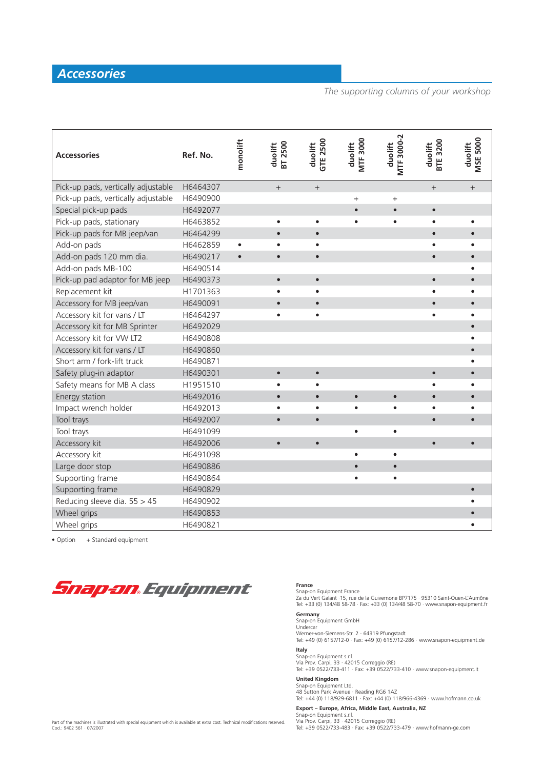## Accessories

*The supporting columns of your workshop*

| Accessories | Ref. No. | monolift | duolift BT 2500 | duolift GTE 2500 | duolift MTF 3000 | duolift MTF 3000-2 | duolift BTE 3200 | duolift MSE 5000 |
|---|---|---|---|---|---|---|---|---|
| Pick-up pads, vertically adjustable | H6464307 | | + | + | | | + | + |
| Pick-up pads, vertically adjustable | H6490900 | | | | + | + | | |
| Special pick-up pads | H6492077 | | | | • | • | • | |
| Pick-up pads, stationary | H6463852 | | • | • | • | • | • | • |
| Pick-up pads for MB jeep/van | H6464299 | | • | • | | | • | • |
| Add-on pads | H6462859 | • | • | • | | | • | • |
| Add-on pads 120 mm dia. | H6490217 | • | • | • | | | • | • |
| Add-on pads MB-100 | H6490514 | | | | | | | • |
| Pick-up pad adaptor for MB jeep | H6490373 | | • | • | | | • | • |
| Replacement kit | H1701363 | | • | • | | | • | • |
| Accessory for MB jeep/van | H6490091 | | • | • | | | • | • |
| Accessory kit for vans / LT | H6464297 | | • | • | | | • | • |
| Accessory kit for MB Sprinter | H6492029 | | | | | | | • |
| Accessory kit for VW LT2 | H6490808 | | | | | | | • |
| Accessory kit for vans / LT | H6490860 | | | | | | | • |
| Short arm / fork-lift truck | H6490871 | | | | | | | • |
| Safety plug-in adaptor | H6490301 | | • | • | | | • | • |
| Safety means for MB A class | H1951510 | | • | • | | | • | • |
| Energy station | H6492016 | | • | • | • | • | • | • |
| Impact wrench holder | H6492013 | | • | • | • | • | • | • |
| Tool trays | H6492007 | | • | • | | | • | • |
| Tool trays | H6491099 | | | | • | • | | |
| Accessory kit | H6492006 | | • | • | | | • | • |
| Accessory kit | H6491098 | | | | • | • | | |
| Large door stop | H6490886 | | | | • | • | | |
| Supporting frame | H6490864 | | | | • | • | | |
| Supporting frame | H6490829 | | | | | | | • |
| Reducing sleeve dia. 55 > 45 | H6490902 | | | | | | | • |
| Wheel grips | H6490853 | | | | | | | • |
| Wheel grips | H6490821 | | | | | | | • |

• Option    + Standard equipment

**Snap-on Equipment**

**France**
Snap-on Equipment France
Za du Vert Galant ·15, rue de la Guivernone BP7175 · 95310 Saint-Ouen-L'Aumône
Tel: +33 (0) 134/48 58-78 · Fax: +33 (0) 134/48 58-70 · www.snapon-equipment.fr

**Germany**
Snap-on Equipment GmbH
Undercar
Werner-von-Siemens-Str. 2 · 64319 Pfungstadt
Tel: +49 (0) 6157/12-0 · Fax: +49 (0) 6157/12-286 · www.snapon-equipment.de

**Italy**
Snap-on Equipment s.r.l.
Via Prov. Carpi, 33 · 42015 Correggio (RE)
Tel: +39 0522/733-411 · Fax: +39 0522/733-410 · www.snapon-equipment.it

**United Kingdom**
Snap-on Equipment Ltd.
48 Sutton Park Avenue · Reading RG6 1AZ
Tel: +44 (0) 118/929-6811 · Fax: +44 (0) 118/966-4369 · www.hofmann.co.uk

**Export – Europe, Africa, Middle East, Australia, NZ**
Snap-on Equipment s.r.l.
Via Prov. Carpi, 33 · 42015 Correggio (RE)
Tel: +39 0522/733-483 · Fax: +39 0522/733-479 · www.hofmann-ge.com

Part of the machines is illustrated with special equipment which is available at extra cost. Technical modifications reserved.
Cod.: 9402 561 · 07/2007